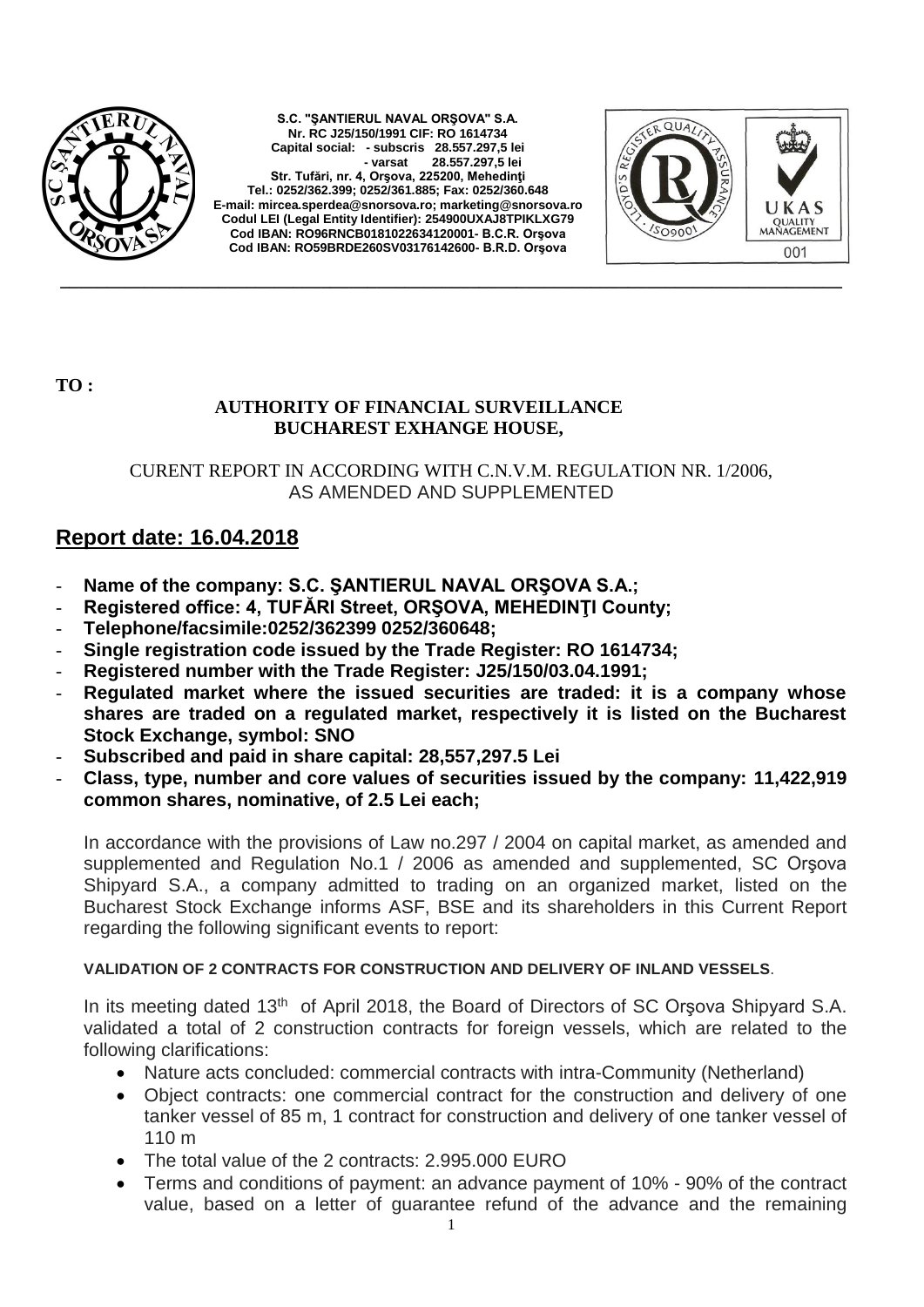**S.C. "ŞANTIERUL NAVAL ORŞOVA" S.A.**
**Nr. RC J25/150/1991 CIF: RO 1614734**
**Capital social: - subscris 28.557.297,5 lei**
**- varsat 28.557.297,5 lei**
**Str. Tufări, nr. 4, Orşova, 225200, Mehedinţi**
**Tel.: 0252/362.399; 0252/361.885; Fax: 0252/360.648**
**E-mail: mircea.sperdea@snorsova.ro; marketing@snorsova.ro**
**Codul LEI (Legal Entity Identifier): 254900UXAJ8TPIKLXG79**
**Cod IBAN: RO96RNCB0181022634120001- B.C.R. Orşova**
**Cod IBAN: RO59BRDE260SV03176142600- B.R.D. Orşova**

**TO :**

**AUTHORITY OF FINANCIAL SURVEILLANCE**
**BUCHAREST EXHANGE HOUSE,**

CURENT REPORT IN ACCORDING WITH C.N.V.M. REGULATION NR. 1/2006, AS AMENDED AND SUPPLEMENTED

## Report date: 16.04.2018

- **Name of the company: S.C. ŞANTIERUL NAVAL ORŞOVA S.A.;**
- **Registered office: 4, TUFĂRI Street, ORŞOVA, MEHEDINŢI County;**
- **Telephone/facsimile:0252/362399 0252/360648;**
- **Single registration code issued by the Trade Register: RO 1614734;**
- **Registered number with the Trade Register: J25/150/03.04.1991;**
- **Regulated market where the issued securities are traded: it is a company whose shares are traded on a regulated market, respectively it is listed on the Bucharest Stock Exchange, symbol: SNO**
- **Subscribed and paid in share capital: 28,557,297.5 Lei**
- **Class, type, number and core values of securities issued by the company: 11,422,919 common shares, nominative, of 2.5 Lei each;**

In accordance with the provisions of Law no.297 / 2004 on capital market, as amended and supplemented and Regulation No.1 / 2006 as amended and supplemented, SC Orşova Shipyard S.A., a company admitted to trading on an organized market, listed on the Bucharest Stock Exchange informs ASF, BSE and its shareholders in this Current Report regarding the following significant events to report:

**VALIDATION OF 2 CONTRACTS FOR CONSTRUCTION AND DELIVERY OF INLAND VESSELS**.

In its meeting dated 13th of April 2018, the Board of Directors of SC Orşova Shipyard S.A. validated a total of 2 construction contracts for foreign vessels, which are related to the following clarifications:

- Nature acts concluded: commercial contracts with intra-Community (Netherland)
- Object contracts: one commercial contract for the construction and delivery of one tanker vessel of 85 m, 1 contract for construction and delivery of one tanker vessel of 110 m
- The total value of the 2 contracts: 2.995.000 EURO
- Terms and conditions of payment: an advance payment of 10% - 90% of the contract value, based on a letter of guarantee refund of the advance and the remaining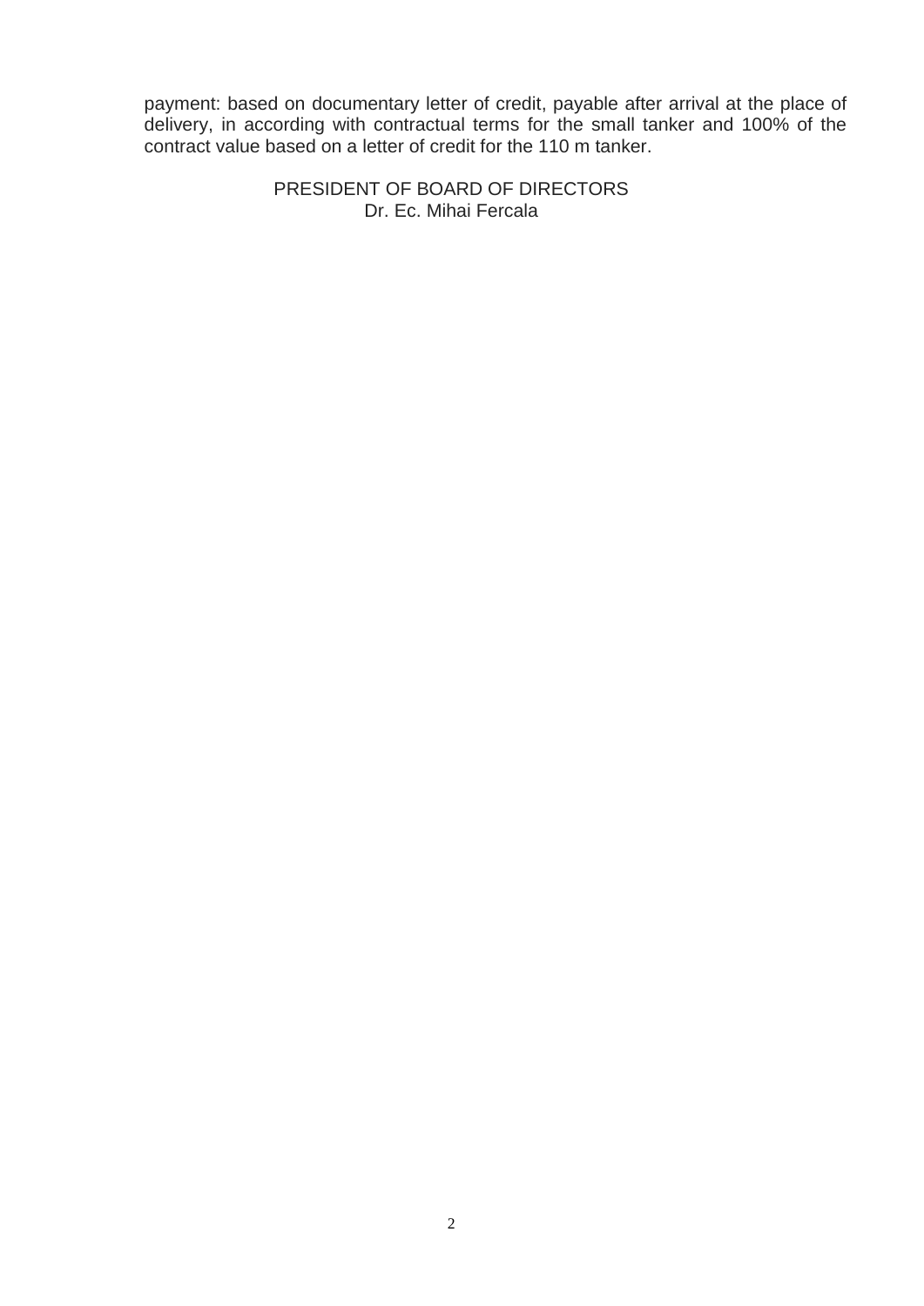payment: based on documentary letter of credit, payable after arrival at the place of delivery, in according with contractual terms for the small tanker and 100% of the contract value based on a letter of credit for the 110 m tanker.

PRESIDENT OF BOARD OF DIRECTORS
Dr. Ec. Mihai Fercala